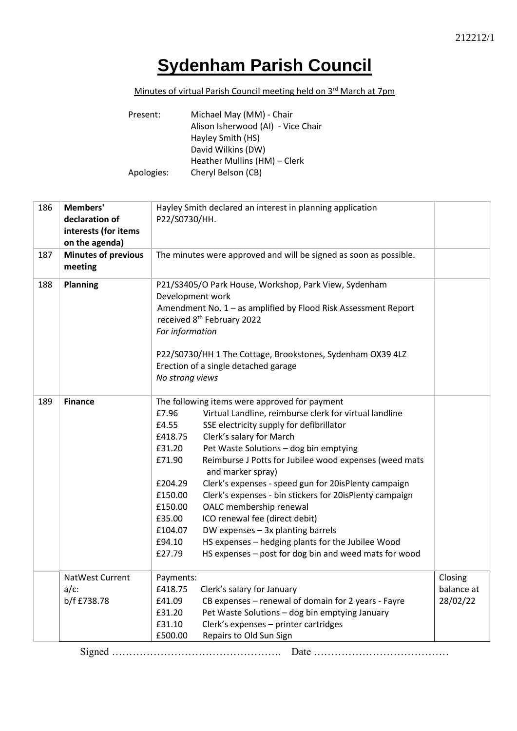# Sydenham Parish Council

Minutes of virtual Parish Council meeting held on 3rd March at 7pm

Present: Michael May (MM) - Chair
Alison Isherwood (AI) - Vice Chair
Hayley Smith (HS)
David Wilkins (DW)
Heather Mullins (HM) – Clerk

Apologies: Cheryl Belson (CB)

| | | | |
|---|---|---|---|
| 186 | **Members' declaration of interests (for items on the agenda)** | Hayley Smith declared an interest in planning application P22/S0730/HH. | |
| 187 | **Minutes of previous meeting** | The minutes were approved and will be signed as soon as possible. | |
| 188 | **Planning** | P21/S3405/O Park House, Workshop, Park View, Sydenham<br>Development work<br>Amendment No. 1 – as amplified by Flood Risk Assessment Report received 8th February 2022<br>*For information*<br><br>P22/S0730/HH 1 The Cottage, Brookstones, Sydenham OX39 4LZ<br>Erection of a single detached garage<br>*No strong views* | |
| 189 | **Finance** | The following items were approved for payment<br>£7.96 Virtual Landline, reimburse clerk for virtual landline<br>£4.55 SSE electricity supply for defibrillator<br>£418.75 Clerk's salary for March<br>£31.20 Pet Waste Solutions – dog bin emptying<br>£71.90 Reimburse J Potts for Jubilee wood expenses (weed mats and marker spray)<br>£204.29 Clerk's expenses - speed gun for 20isPlenty campaign<br>£150.00 Clerk's expenses - bin stickers for 20isPlenty campaign<br>£150.00 OALC membership renewal<br>£35.00 ICO renewal fee (direct debit)<br>£104.07 DW expenses – 3x planting barrels<br>£94.10 HS expenses – hedging plants for the Jubilee Wood<br>£27.79 HS expenses – post for dog bin and weed mats for wood | |
| | NatWest Current a/c:<br>b/f £738.78 | Payments:<br>£418.75 Clerk's salary for January<br>£41.09 CB expenses – renewal of domain for 2 years - Fayre<br>£31.20 Pet Waste Solutions – dog bin emptying January<br>£31.10 Clerk's expenses – printer cartridges<br>£500.00 Repairs to Old Sun Sign | Closing balance at 28/02/22 |

Signed …………………………………………. Date …………………………………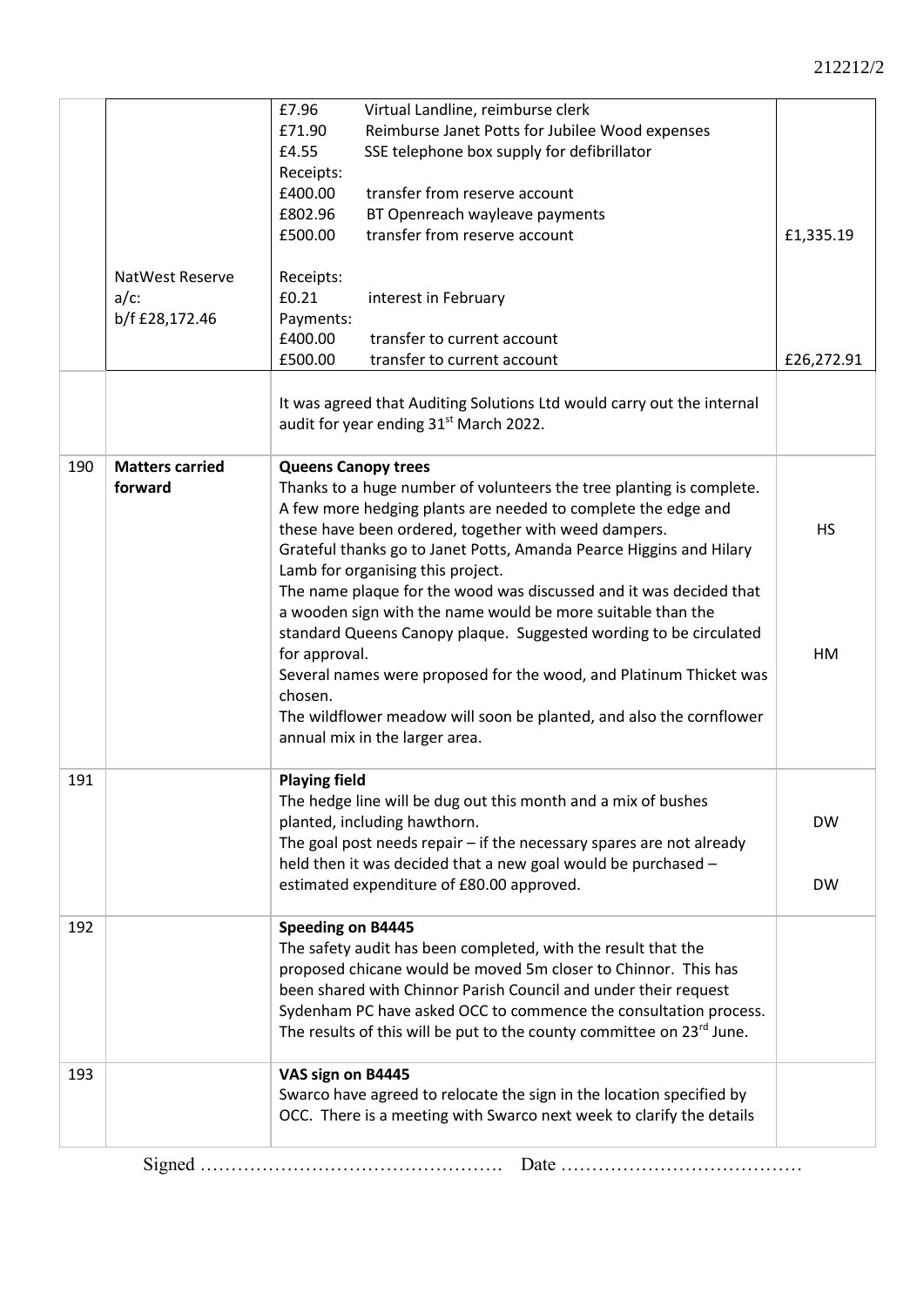| | | | |
|---|---|---|---|
| | | £7.96 Virtual Landline, reimburse clerk<br>£71.90 Reimburse Janet Potts for Jubilee Wood expenses<br>£4.55 SSE telephone box supply for defibrillator<br>Receipts:<br>£400.00 transfer from reserve account<br>£802.96 BT Openreach wayleave payments<br>£500.00 transfer from reserve account | £1,335.19 |
| | NatWest Reserve a/c:<br>b/f £28,172.46 | Receipts:<br>£0.21 interest in February<br>Payments:<br>£400.00 transfer to current account<br>£500.00 transfer to current account | £26,272.91 |
| | | It was agreed that Auditing Solutions Ltd would carry out the internal audit for year ending 31st March 2022. | |
| 190 | **Matters carried forward** | **Queens Canopy trees**<br>Thanks to a huge number of volunteers the tree planting is complete. A few more hedging plants are needed to complete the edge and these have been ordered, together with weed dampers.<br>Grateful thanks go to Janet Potts, Amanda Pearce Higgins and Hilary Lamb for organising this project.<br>The name plaque for the wood was discussed and it was decided that a wooden sign with the name would be more suitable than the standard Queens Canopy plaque. Suggested wording to be circulated for approval.<br>Several names were proposed for the wood, and Platinum Thicket was chosen.<br>The wildflower meadow will soon be planted, and also the cornflower annual mix in the larger area. | HS<br><br>HM |
| 191 | | **Playing field**<br>The hedge line will be dug out this month and a mix of bushes planted, including hawthorn.<br>The goal post needs repair – if the necessary spares are not already held then it was decided that a new goal would be purchased – estimated expenditure of £80.00 approved. | DW<br><br>DW |
| 192 | | **Speeding on B4445**<br>The safety audit has been completed, with the result that the proposed chicane would be moved 5m closer to Chinnor. This has been shared with Chinnor Parish Council and under their request Sydenham PC have asked OCC to commence the consultation process. The results of this will be put to the county committee on 23rd June. | |
| 193 | | **VAS sign on B4445**<br>Swarco have agreed to relocate the sign in the location specified by OCC. There is a meeting with Swarco next week to clarify the details | |

Signed …………………………………………. Date …………………………………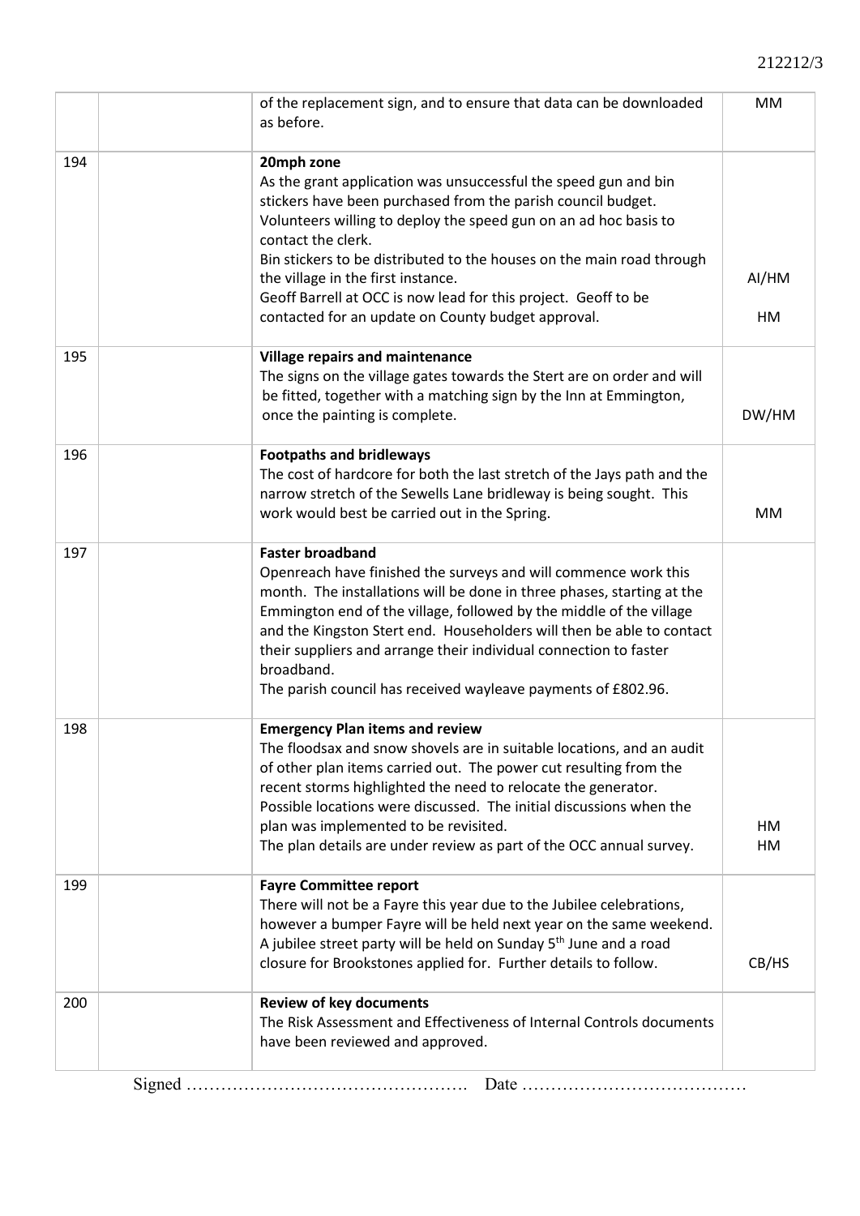| | | | |
|---|---|---|---|
| | | of the replacement sign, and to ensure that data can be downloaded as before. | MM |
| 194 | | **20mph zone**<br>As the grant application was unsuccessful the speed gun and bin stickers have been purchased from the parish council budget. Volunteers willing to deploy the speed gun on an ad hoc basis to contact the clerk.<br>Bin stickers to be distributed to the houses on the main road through the village in the first instance.<br>Geoff Barrell at OCC is now lead for this project. Geoff to be contacted for an update on County budget approval. | AI/HM<br><br>HM |
| 195 | | **Village repairs and maintenance**<br>The signs on the village gates towards the Stert are on order and will be fitted, together with a matching sign by the Inn at Emmington, once the painting is complete. | DW/HM |
| 196 | | **Footpaths and bridleways**<br>The cost of hardcore for both the last stretch of the Jays path and the narrow stretch of the Sewells Lane bridleway is being sought. This work would best be carried out in the Spring. | MM |
| 197 | | **Faster broadband**<br>Openreach have finished the surveys and will commence work this month. The installations will be done in three phases, starting at the Emmington end of the village, followed by the middle of the village and the Kingston Stert end. Householders will then be able to contact their suppliers and arrange their individual connection to faster broadband.<br>The parish council has received wayleave payments of £802.96. | |
| 198 | | **Emergency Plan items and review**<br>The floodsax and snow shovels are in suitable locations, and an audit of other plan items carried out. The power cut resulting from the recent storms highlighted the need to relocate the generator. Possible locations were discussed. The initial discussions when the plan was implemented to be revisited.<br>The plan details are under review as part of the OCC annual survey. | HM<br>HM |
| 199 | | **Fayre Committee report**<br>There will not be a Fayre this year due to the Jubilee celebrations, however a bumper Fayre will be held next year on the same weekend. A jubilee street party will be held on Sunday 5th June and a road closure for Brookstones applied for. Further details to follow. | CB/HS |
| 200 | | **Review of key documents**<br>The Risk Assessment and Effectiveness of Internal Controls documents have been reviewed and approved. | |

Signed …………………………………………. Date …………………………………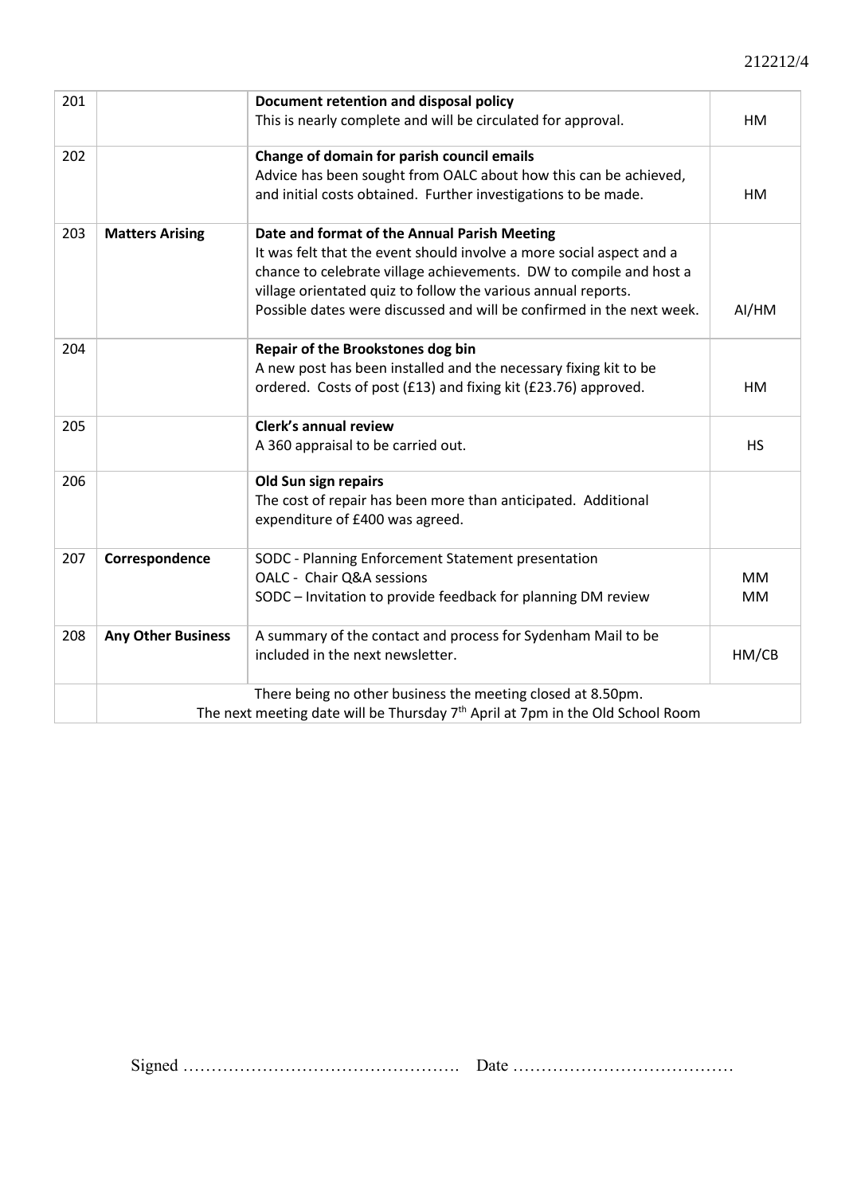| | | | |
|---|---|---|---|
| 201 | | **Document retention and disposal policy**<br>This is nearly complete and will be circulated for approval. | HM |
| 202 | | **Change of domain for parish council emails**<br>Advice has been sought from OALC about how this can be achieved, and initial costs obtained. Further investigations to be made. | HM |
| 203 | **Matters Arising** | **Date and format of the Annual Parish Meeting**<br>It was felt that the event should involve a more social aspect and a chance to celebrate village achievements. DW to compile and host a village orientated quiz to follow the various annual reports.<br>Possible dates were discussed and will be confirmed in the next week. | AI/HM |
| 204 | | **Repair of the Brookstones dog bin**<br>A new post has been installed and the necessary fixing kit to be ordered. Costs of post (£13) and fixing kit (£23.76) approved. | HM |
| 205 | | **Clerk's annual review**<br>A 360 appraisal to be carried out. | HS |
| 206 | | **Old Sun sign repairs**<br>The cost of repair has been more than anticipated. Additional expenditure of £400 was agreed. | |
| 207 | **Correspondence** | SODC - Planning Enforcement Statement presentation<br>OALC - Chair Q&A sessions<br>SODC – Invitation to provide feedback for planning DM review | <br>MM<br>MM |
| 208 | **Any Other Business** | A summary of the contact and process for Sydenham Mail to be included in the next newsletter. | HM/CB |
| | There being no other business the meeting closed at 8.50pm.<br>The next meeting date will be Thursday 7th April at 7pm in the Old School Room | | |

Signed …………………………………………. Date …………………………………